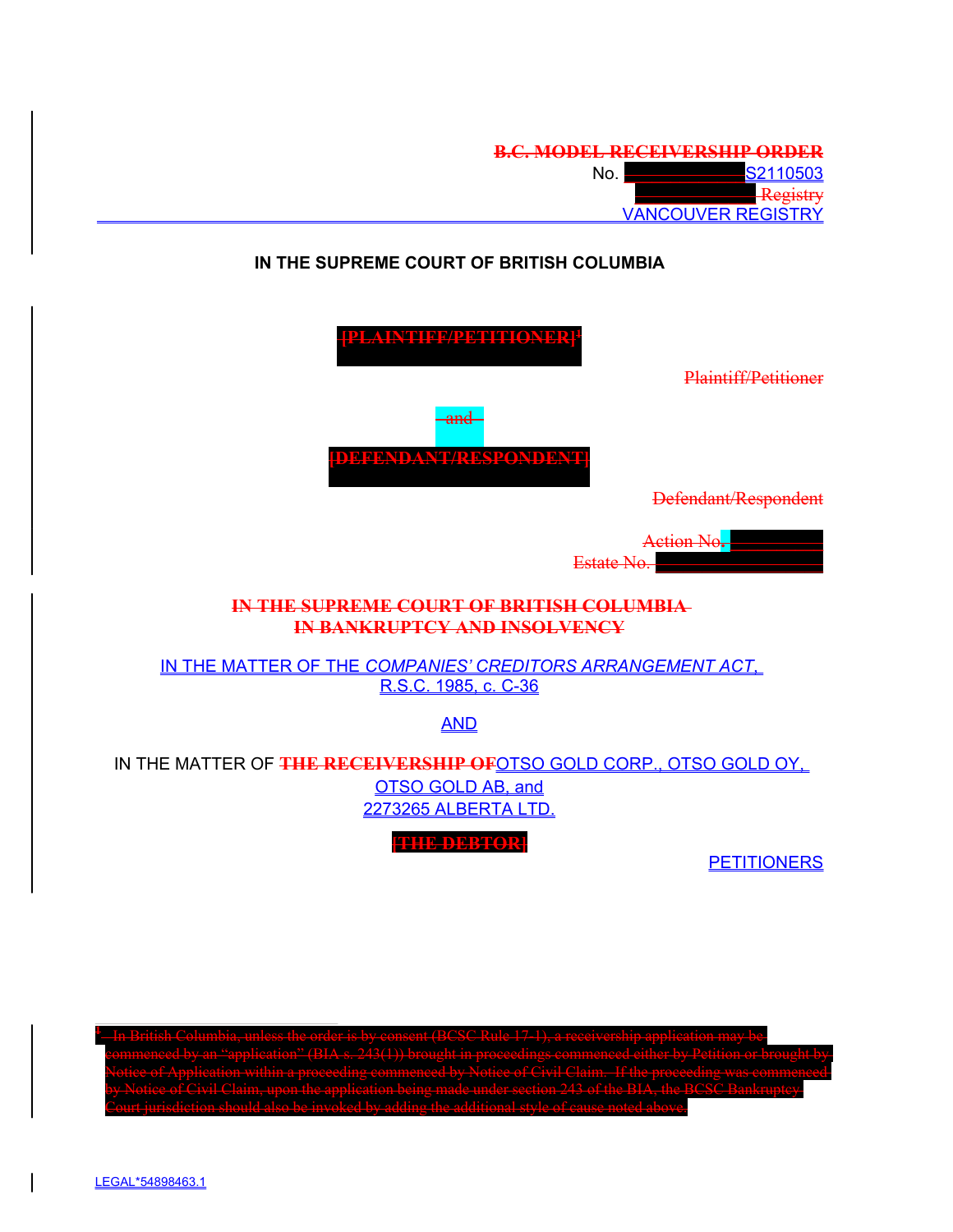~~B.C. MODEL RECEIVERSHIP ORDER~~

No. S2110503

~~Registry~~

VANCOUVER REGISTRY

**IN THE SUPREME COURT OF BRITISH COLUMBIA**

~~[PLAINTIFF/PETITIONER][1]~~

~~Plaintiff/Petitioner~~

~~and~~

~~[DEFENDANT/RESPONDENT]~~

~~Defendant/Respondent~~

~~Action No.~~

~~Estate No.~~

~~**IN THE SUPREME COURT OF BRITISH COLUMBIA**~~

~~**IN BANKRUPTCY AND INSOLVENCY**~~

IN THE MATTER OF THE *COMPANIES' CREDITORS ARRANGEMENT ACT*, R.S.C. 1985, c. C-36

AND

IN THE MATTER OF ~~**THE RECEIVERSHIP OF**~~ OTSO GOLD CORP., OTSO GOLD OY, OTSO GOLD AB, and 2273265 ALBERTA LTD.

~~**[THE DEBTOR]**~~

PETITIONERS

---

~~[1] In British Columbia, unless the order is by consent (BCSC Rule 17-1), a receivership application may be commenced by an "application" (BIA s. 243(1)) brought in proceedings commenced either by Petition or brought by Notice of Application within a proceeding commenced by Notice of Civil Claim. If the proceeding was commenced by Notice of Civil Claim, upon the application being made under section 243 of the BIA, the BCSC Bankruptcy Court jurisdiction should also be invoked by adding the additional style of cause noted above.~~

LEGAL*54898463.1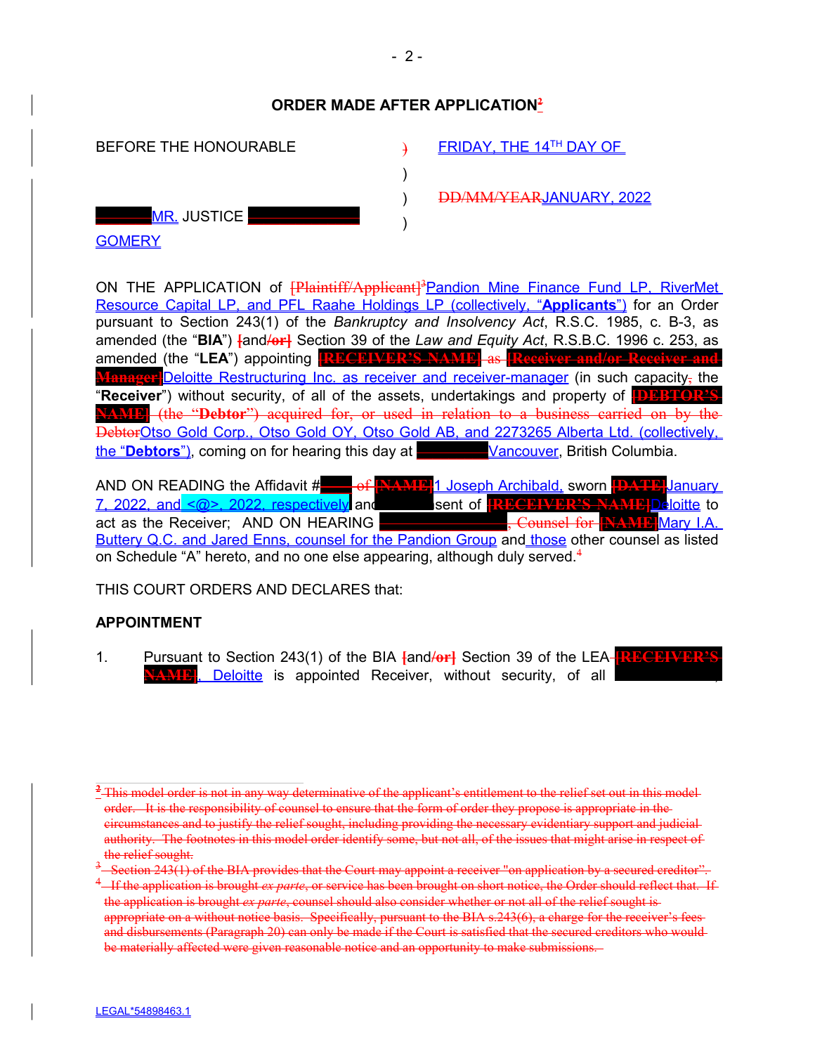## ORDER MADE AFTER APPLICATION[2]

| BEFORE THE HONOURABLE | ) | FRIDAY, THE 14TH DAY OF |
|---|---|---|
| | ) | |
| | ) | DD/MM/YEARJANUARY, 2022 |
| MR. JUSTICE GOMERY | ) | |

ON THE APPLICATION of [Plaintiff/Applicant][3]Pandion Mine Finance Fund LP, RiverMet Resource Capital LP, and PFL Raahe Holdings LP (collectively, "**Applicants**") for an Order pursuant to Section 243(1) of the *Bankruptcy and Insolvency Act*, R.S.C. 1985, c. B-3, as amended (the "**BIA**") [and/or] Section 39 of the *Law and Equity Act*, R.S.B.C. 1996 c. 253, as amended (the "**LEA**") appointing [RECEIVER'S NAME] as [Receiver and/or Receiver and Manager]Deloitte Restructuring Inc. as receiver and receiver-manager (in such capacity, the "**Receiver**") without security, of all of the assets, undertakings and property of [DEBTOR'S NAME] (the "**Debtor**") acquired for, or used in relation to a business carried on by the DebtorOtso Gold Corp., Otso Gold OY, Otso Gold AB, and 2273265 Alberta Ltd. (collectively, the "**Debtors**"), coming on for hearing this day at Vancouver, British Columbia.

AND ON READING the Affidavit # of [NAME]1 Joseph Archibald, sworn [DATE]January 7, 2022, and <@>, 2022, respectively and sent of [RECEIVER'S NAME]Deloitte to act as the Receiver; AND ON HEARING , Counsel for [NAME]Mary I.A. Buttery Q.C. and Jared Enns, counsel for the Pandion Group and those other counsel as listed on Schedule "A" hereto, and no one else appearing, although duly served.[4]

THIS COURT ORDERS AND DECLARES that:

**APPOINTMENT**

1. Pursuant to Section 243(1) of the BIA [and/or] Section 39 of the LEA [RECEIVER'S NAME], Deloitte is appointed Receiver, without security, of all

[2] This model order is not in any way determinative of the applicant's entitlement to the relief set out in this model order. It is the responsibility of counsel to ensure that the form of order they propose is appropriate in the circumstances and to justify the relief sought, including providing the necessary evidentiary support and judicial authority. The footnotes in this model order identify some, but not all, of the issues that might arise in respect of the relief sought.

[3] Section 243(1) of the BIA provides that the Court may appoint a receiver "on application by a secured creditor".

[4] If the application is brought *ex parte*, or service has been brought on short notice, the Order should reflect that. If the application is brought *ex parte*, counsel should also consider whether or not all of the relief sought is appropriate on a without notice basis. Specifically, pursuant to the BIA s.243(6), a charge for the receiver's fees and disbursements (Paragraph 20) can only be made if the Court is satisfied that the secured creditors who would be materially affected were given reasonable notice and an opportunity to make submissions.

LEGAL*54898463.1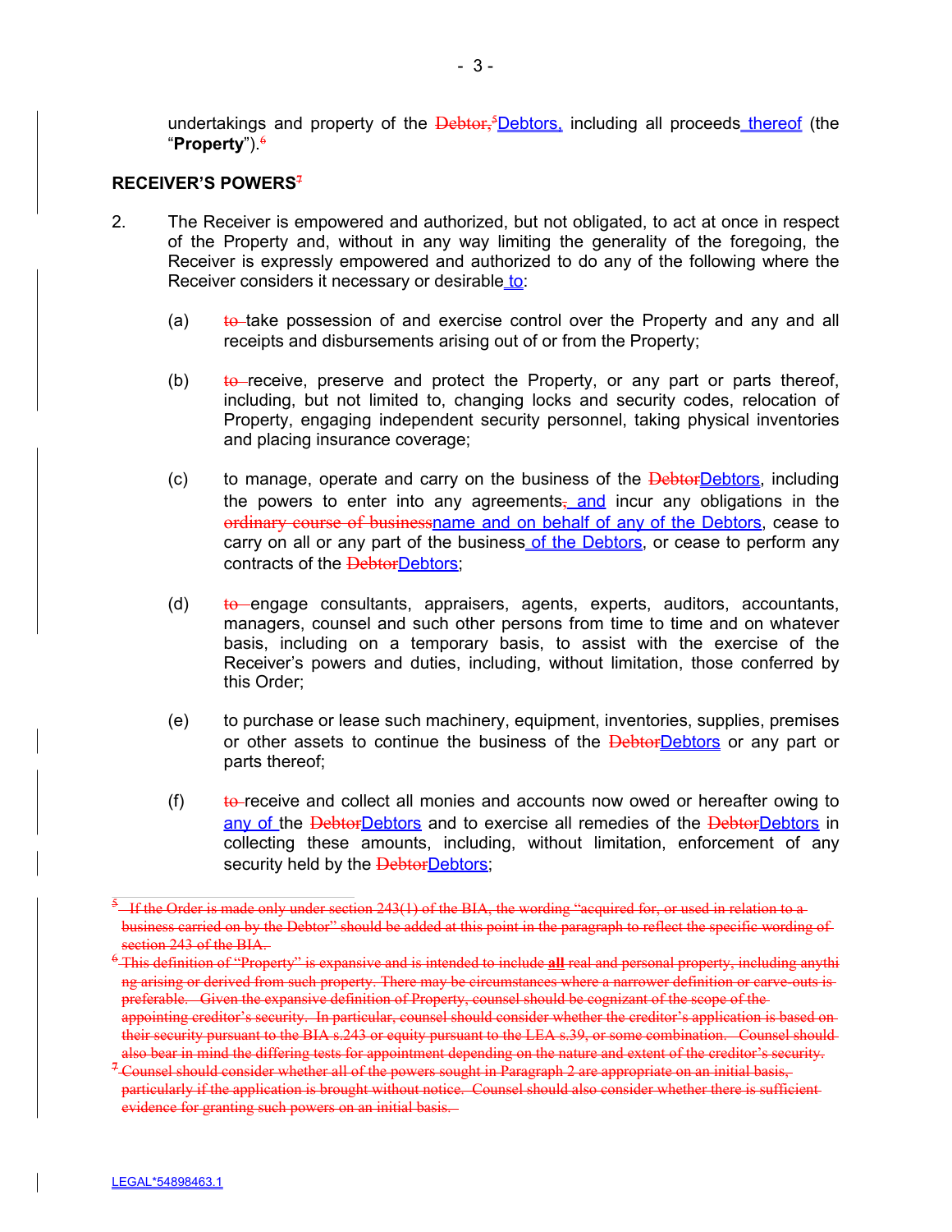undertakings and property of the ~~Debtor,~~~~[5]~~Debtors, including all proceeds thereof (the "**Property**").~~[6]~~

**RECEIVER'S POWERS**~~[7]~~

2. The Receiver is empowered and authorized, but not obligated, to act at once in respect of the Property and, without in any way limiting the generality of the foregoing, the Receiver is expressly empowered and authorized to do any of the following where the Receiver considers it necessary or desirable to:

   (a) ~~to~~ take possession of and exercise control over the Property and any and all receipts and disbursements arising out of or from the Property;

   (b) ~~to~~ receive, preserve and protect the Property, or any part or parts thereof, including, but not limited to, changing locks and security codes, relocation of Property, engaging independent security personnel, taking physical inventories and placing insurance coverage;

   (c) to manage, operate and carry on the business of the ~~Debtor~~Debtors, including the powers to enter into any agreements~~,~~ and incur any obligations in the ~~ordinary course of business~~name and on behalf of any of the Debtors, cease to carry on all or any part of the business of the Debtors, or cease to perform any contracts of the ~~Debtor~~Debtors;

   (d) ~~to~~ engage consultants, appraisers, agents, experts, auditors, accountants, managers, counsel and such other persons from time to time and on whatever basis, including on a temporary basis, to assist with the exercise of the Receiver's powers and duties, including, without limitation, those conferred by this Order;

   (e) to purchase or lease such machinery, equipment, inventories, supplies, premises or other assets to continue the business of the ~~Debtor~~Debtors or any part or parts thereof;

   (f) ~~to~~ receive and collect all monies and accounts now owed or hereafter owing to any of the ~~Debtor~~Debtors and to exercise all remedies of the ~~Debtor~~Debtors in collecting these amounts, including, without limitation, enforcement of any security held by the ~~Debtor~~Debtors;

---

~~[5] If the Order is made only under section 243(1) of the BIA, the wording "acquired for, or used in relation to a business carried on by the Debtor" should be added at this point in the paragraph to reflect the specific wording of section 243 of the BIA.~~

~~[6] This definition of "Property" is expansive and is intended to include **all** real and personal property, including anything arising or derived from such property. There may be circumstances where a narrower definition or carve-outs is preferable. Given the expansive definition of Property, counsel should be cognizant of the scope of the appointing creditor's security. In particular, counsel should consider whether the creditor's application is based on their security pursuant to the BIA s.243 or equity pursuant to the LEA s.39, or some combination. Counsel should also bear in mind the differing tests for appointment depending on the nature and extent of the creditor's security.~~

~~[7] Counsel should consider whether all of the powers sought in Paragraph 2 are appropriate on an initial basis, particularly if the application is brought without notice. Counsel should also consider whether there is sufficient evidence for granting such powers on an initial basis.~~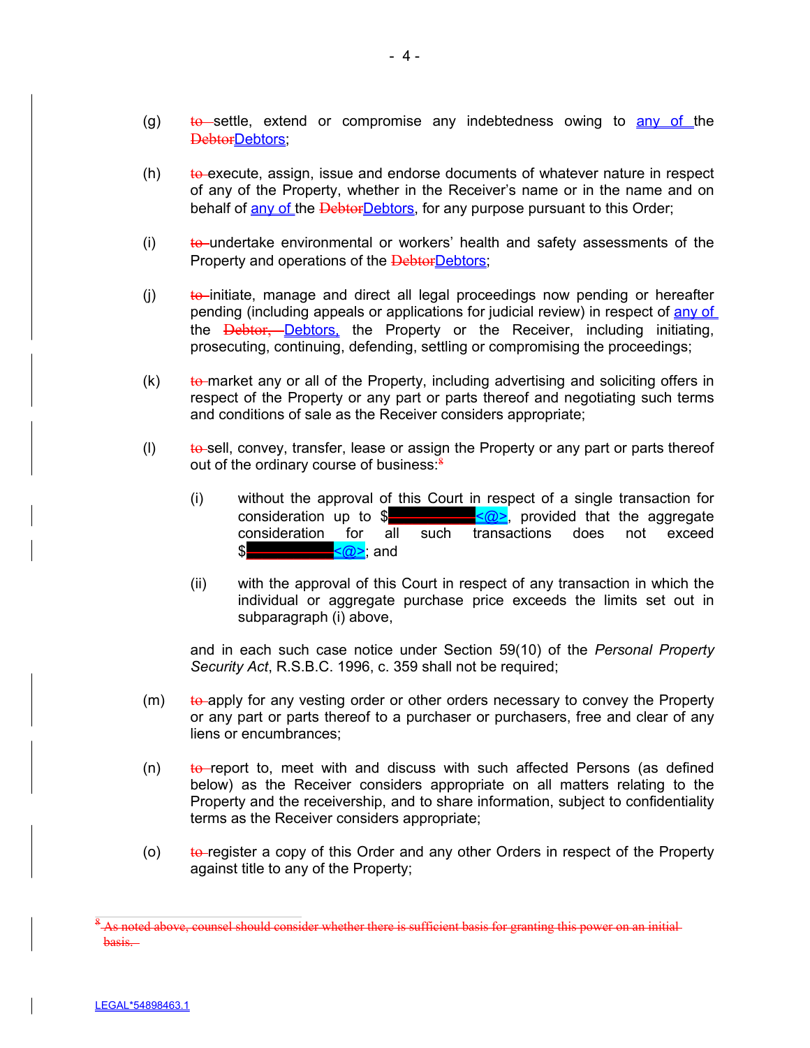(g) ~~to~~ settle, extend or compromise any indebtedness owing to any of the ~~Debtor~~Debtors;

(h) ~~to~~ execute, assign, issue and endorse documents of whatever nature in respect of any of the Property, whether in the Receiver's name or in the name and on behalf of any of the ~~Debtor~~Debtors, for any purpose pursuant to this Order;

(i) ~~to~~ undertake environmental or workers' health and safety assessments of the Property and operations of the ~~Debtor~~Debtors;

(j) ~~to~~ initiate, manage and direct all legal proceedings now pending or hereafter pending (including appeals or applications for judicial review) in respect of any of the ~~Debtor,~~ Debtors, the Property or the Receiver, including initiating, prosecuting, continuing, defending, settling or compromising the proceedings;

(k) ~~to~~ market any or all of the Property, including advertising and soliciting offers in respect of the Property or any part or parts thereof and negotiating such terms and conditions of sale as the Receiver considers appropriate;

(l) ~~to~~ sell, convey, transfer, lease or assign the Property or any part or parts thereof out of the ordinary course of business:~~[8]~~

(i) without the approval of this Court in respect of a single transaction for consideration up to $<@>, provided that the aggregate consideration for all such transactions does not exceed $<@>; and

(ii) with the approval of this Court in respect of any transaction in which the individual or aggregate purchase price exceeds the limits set out in subparagraph (i) above,

and in each such case notice under Section 59(10) of the *Personal Property Security Act*, R.S.B.C. 1996, c. 359 shall not be required;

(m) ~~to~~ apply for any vesting order or other orders necessary to convey the Property or any part or parts thereof to a purchaser or purchasers, free and clear of any liens or encumbrances;

(n) ~~to~~ report to, meet with and discuss with such affected Persons (as defined below) as the Receiver considers appropriate on all matters relating to the Property and the receivership, and to share information, subject to confidentiality terms as the Receiver considers appropriate;

(o) ~~to~~ register a copy of this Order and any other Orders in respect of the Property against title to any of the Property;

~~[8] As noted above, counsel should consider whether there is sufficient basis for granting this power on an initial basis.~~

LEGAL*54898463.1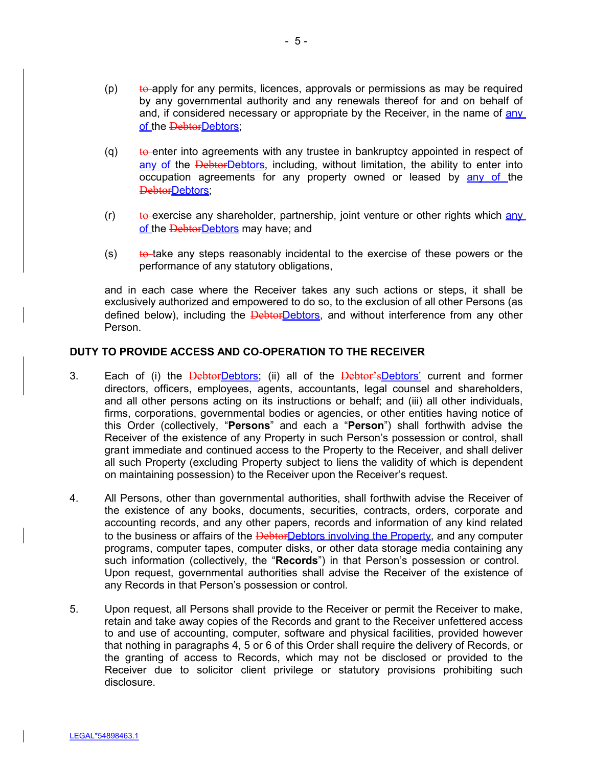(p) ~~to~~ apply for any permits, licences, approvals or permissions as may be required by any governmental authority and any renewals thereof for and on behalf of and, if considered necessary or appropriate by the Receiver, in the name of any of the ~~Debtor~~Debtors;

(q) ~~to~~ enter into agreements with any trustee in bankruptcy appointed in respect of any of the ~~Debtor~~Debtors, including, without limitation, the ability to enter into occupation agreements for any property owned or leased by any of the ~~Debtor~~Debtors;

(r) ~~to~~ exercise any shareholder, partnership, joint venture or other rights which any of the ~~Debtor~~Debtors may have; and

(s) ~~to~~ take any steps reasonably incidental to the exercise of these powers or the performance of any statutory obligations,

and in each case where the Receiver takes any such actions or steps, it shall be exclusively authorized and empowered to do so, to the exclusion of all other Persons (as defined below), including the ~~Debtor~~Debtors, and without interference from any other Person.

## DUTY TO PROVIDE ACCESS AND CO-OPERATION TO THE RECEIVER

3. Each of (i) the ~~Debtor~~Debtors; (ii) all of the ~~Debtor's~~Debtors' current and former directors, officers, employees, agents, accountants, legal counsel and shareholders, and all other persons acting on its instructions or behalf; and (iii) all other individuals, firms, corporations, governmental bodies or agencies, or other entities having notice of this Order (collectively, "**Persons**" and each a "**Person**") shall forthwith advise the Receiver of the existence of any Property in such Person's possession or control, shall grant immediate and continued access to the Property to the Receiver, and shall deliver all such Property (excluding Property subject to liens the validity of which is dependent on maintaining possession) to the Receiver upon the Receiver's request.

4. All Persons, other than governmental authorities, shall forthwith advise the Receiver of the existence of any books, documents, securities, contracts, orders, corporate and accounting records, and any other papers, records and information of any kind related to the business or affairs of the ~~Debtor~~Debtors involving the Property, and any computer programs, computer tapes, computer disks, or other data storage media containing any such information (collectively, the "**Records**") in that Person's possession or control. Upon request, governmental authorities shall advise the Receiver of the existence of any Records in that Person's possession or control.

5. Upon request, all Persons shall provide to the Receiver or permit the Receiver to make, retain and take away copies of the Records and grant to the Receiver unfettered access to and use of accounting, computer, software and physical facilities, provided however that nothing in paragraphs 4, 5 or 6 of this Order shall require the delivery of Records, or the granting of access to Records, which may not be disclosed or provided to the Receiver due to solicitor client privilege or statutory provisions prohibiting such disclosure.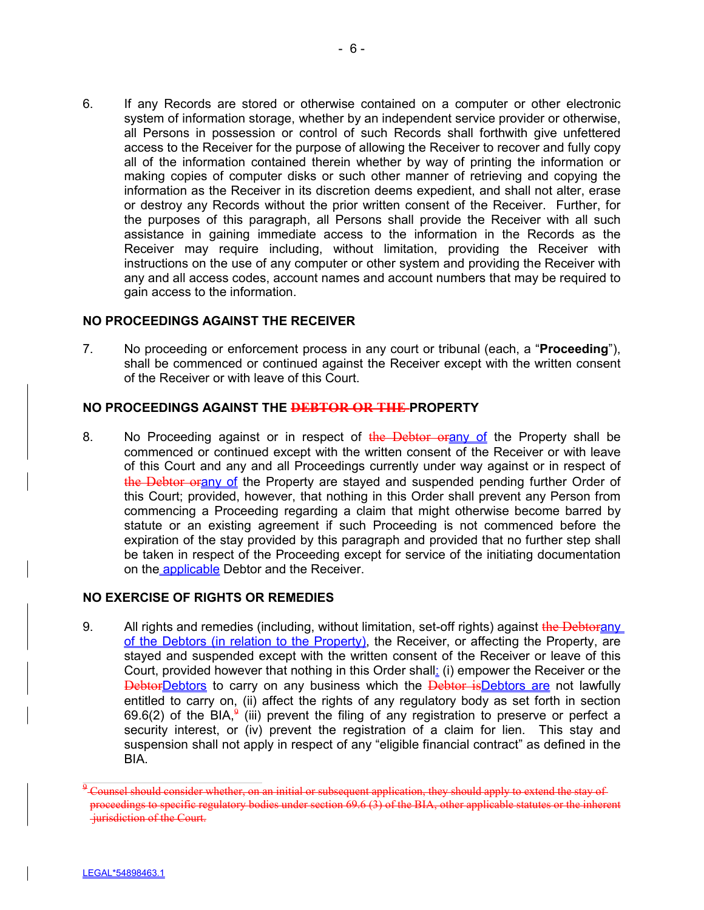6. If any Records are stored or otherwise contained on a computer or other electronic system of information storage, whether by an independent service provider or otherwise, all Persons in possession or control of such Records shall forthwith give unfettered access to the Receiver for the purpose of allowing the Receiver to recover and fully copy all of the information contained therein whether by way of printing the information or making copies of computer disks or such other manner of retrieving and copying the information as the Receiver in its discretion deems expedient, and shall not alter, erase or destroy any Records without the prior written consent of the Receiver. Further, for the purposes of this paragraph, all Persons shall provide the Receiver with all such assistance in gaining immediate access to the information in the Records as the Receiver may require including, without limitation, providing the Receiver with instructions on the use of any computer or other system and providing the Receiver with any and all access codes, account names and account numbers that may be required to gain access to the information.

**NO PROCEEDINGS AGAINST THE RECEIVER**

7. No proceeding or enforcement process in any court or tribunal (each, a "**Proceeding**"), shall be commenced or continued against the Receiver except with the written consent of the Receiver or with leave of this Court.

**NO PROCEEDINGS AGAINST THE ~~DEBTOR OR THE~~ PROPERTY**

8. No Proceeding against or in respect of ~~the Debtor or~~any of the Property shall be commenced or continued except with the written consent of the Receiver or with leave of this Court and any and all Proceedings currently under way against or in respect of ~~the Debtor or~~any of the Property are stayed and suspended pending further Order of this Court; provided, however, that nothing in this Order shall prevent any Person from commencing a Proceeding regarding a claim that might otherwise become barred by statute or an existing agreement if such Proceeding is not commenced before the expiration of the stay provided by this paragraph and provided that no further step shall be taken in respect of the Proceeding except for service of the initiating documentation on the applicable Debtor and the Receiver.

**NO EXERCISE OF RIGHTS OR REMEDIES**

9. All rights and remedies (including, without limitation, set-off rights) against ~~the Debtor~~any of the Debtors (in relation to the Property), the Receiver, or affecting the Property, are stayed and suspended except with the written consent of the Receiver or leave of this Court, provided however that nothing in this Order shall: (i) empower the Receiver or the ~~Debtor~~Debtors to carry on any business which the ~~Debtor is~~Debtors are not lawfully entitled to carry on, (ii) affect the rights of any regulatory body as set forth in section 69.6(2) of the BIA,[9] (iii) prevent the filing of any registration to preserve or perfect a security interest, or (iv) prevent the registration of a claim for lien. This stay and suspension shall not apply in respect of any "eligible financial contract" as defined in the BIA.

---

~~[9] Counsel should consider whether, on an initial or subsequent application, they should apply to extend the stay of proceedings to specific regulatory bodies under section 69.6 (3) of the BIA, other applicable statutes or the inherent jurisdiction of the Court.~~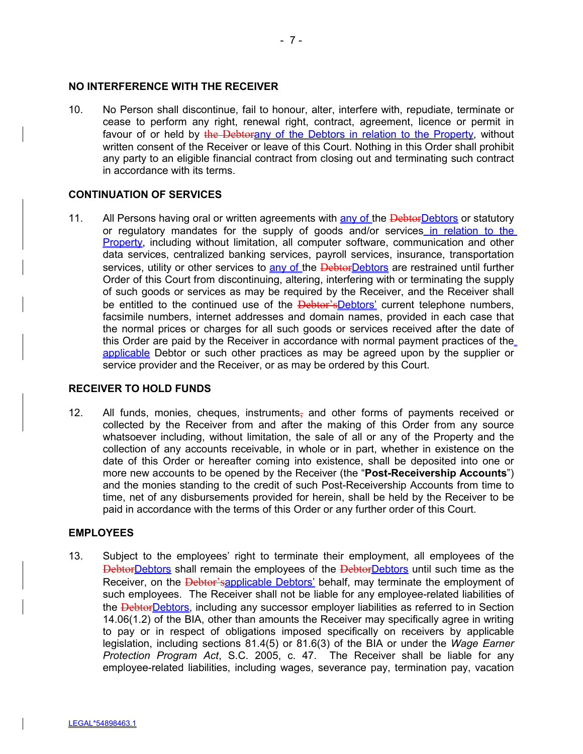## NO INTERFERENCE WITH THE RECEIVER

10. No Person shall discontinue, fail to honour, alter, interfere with, repudiate, terminate or cease to perform any right, renewal right, contract, agreement, licence or permit in favour of or held by ~~the Debtor~~any of the Debtors in relation to the Property, without written consent of the Receiver or leave of this Court. Nothing in this Order shall prohibit any party to an eligible financial contract from closing out and terminating such contract in accordance with its terms.

## CONTINUATION OF SERVICES

11. All Persons having oral or written agreements with any of the ~~Debtor~~Debtors or statutory or regulatory mandates for the supply of goods and/or services in relation to the Property, including without limitation, all computer software, communication and other data services, centralized banking services, payroll services, insurance, transportation services, utility or other services to any of the ~~Debtor~~Debtors are restrained until further Order of this Court from discontinuing, altering, interfering with or terminating the supply of such goods or services as may be required by the Receiver, and the Receiver shall be entitled to the continued use of the ~~Debtor's~~Debtors' current telephone numbers, facsimile numbers, internet addresses and domain names, provided in each case that the normal prices or charges for all such goods or services received after the date of this Order are paid by the Receiver in accordance with normal payment practices of the applicable Debtor or such other practices as may be agreed upon by the supplier or service provider and the Receiver, or as may be ordered by this Court.

## RECEIVER TO HOLD FUNDS

12. All funds, monies, cheques, instruments~~,~~ and other forms of payments received or collected by the Receiver from and after the making of this Order from any source whatsoever including, without limitation, the sale of all or any of the Property and the collection of any accounts receivable, in whole or in part, whether in existence on the date of this Order or hereafter coming into existence, shall be deposited into one or more new accounts to be opened by the Receiver (the "**Post-Receivership Accounts**") and the monies standing to the credit of such Post-Receivership Accounts from time to time, net of any disbursements provided for herein, shall be held by the Receiver to be paid in accordance with the terms of this Order or any further order of this Court.

## EMPLOYEES

13. Subject to the employees' right to terminate their employment, all employees of the ~~Debtor~~Debtors shall remain the employees of the ~~Debtor~~Debtors until such time as the Receiver, on the ~~Debtor's~~applicable Debtors' behalf, may terminate the employment of such employees. The Receiver shall not be liable for any employee-related liabilities of the ~~Debtor~~Debtors, including any successor employer liabilities as referred to in Section 14.06(1.2) of the BIA, other than amounts the Receiver may specifically agree in writing to pay or in respect of obligations imposed specifically on receivers by applicable legislation, including sections 81.4(5) or 81.6(3) of the BIA or under the *Wage Earner Protection Program Act*, S.C. 2005, c. 47. The Receiver shall be liable for any employee-related liabilities, including wages, severance pay, termination pay, vacation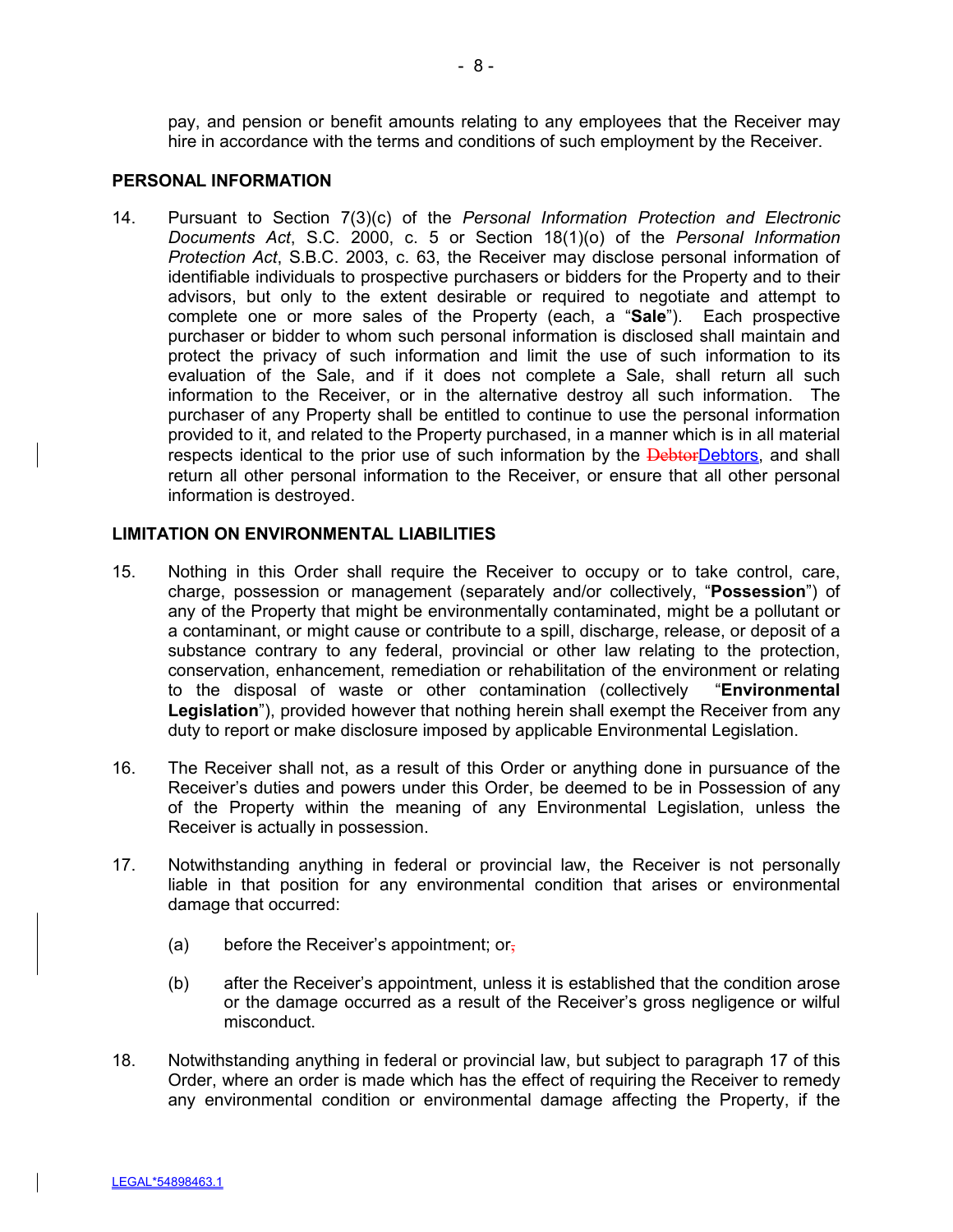pay, and pension or benefit amounts relating to any employees that the Receiver may hire in accordance with the terms and conditions of such employment by the Receiver.

## PERSONAL INFORMATION

14. Pursuant to Section 7(3)(c) of the *Personal Information Protection and Electronic Documents Act*, S.C. 2000, c. 5 or Section 18(1)(o) of the *Personal Information Protection Act*, S.B.C. 2003, c. 63, the Receiver may disclose personal information of identifiable individuals to prospective purchasers or bidders for the Property and to their advisors, but only to the extent desirable or required to negotiate and attempt to complete one or more sales of the Property (each, a "**Sale**"). Each prospective purchaser or bidder to whom such personal information is disclosed shall maintain and protect the privacy of such information and limit the use of such information to its evaluation of the Sale, and if it does not complete a Sale, shall return all such information to the Receiver, or in the alternative destroy all such information. The purchaser of any Property shall be entitled to continue to use the personal information provided to it, and related to the Property purchased, in a manner which is in all material respects identical to the prior use of such information by the ~~Debtor~~Debtors, and shall return all other personal information to the Receiver, or ensure that all other personal information is destroyed.

## LIMITATION ON ENVIRONMENTAL LIABILITIES

15. Nothing in this Order shall require the Receiver to occupy or to take control, care, charge, possession or management (separately and/or collectively, "**Possession**") of any of the Property that might be environmentally contaminated, might be a pollutant or a contaminant, or might cause or contribute to a spill, discharge, release, or deposit of a substance contrary to any federal, provincial or other law relating to the protection, conservation, enhancement, remediation or rehabilitation of the environment or relating to the disposal of waste or other contamination (collectively "**Environmental Legislation**"), provided however that nothing herein shall exempt the Receiver from any duty to report or make disclosure imposed by applicable Environmental Legislation.

16. The Receiver shall not, as a result of this Order or anything done in pursuance of the Receiver's duties and powers under this Order, be deemed to be in Possession of any of the Property within the meaning of any Environmental Legislation, unless the Receiver is actually in possession.

17. Notwithstanding anything in federal or provincial law, the Receiver is not personally liable in that position for any environmental condition that arises or environmental damage that occurred:

    (a) before the Receiver's appointment; or~~,~~

    (b) after the Receiver's appointment, unless it is established that the condition arose or the damage occurred as a result of the Receiver's gross negligence or wilful misconduct.

18. Notwithstanding anything in federal or provincial law, but subject to paragraph 17 of this Order, where an order is made which has the effect of requiring the Receiver to remedy any environmental condition or environmental damage affecting the Property, if the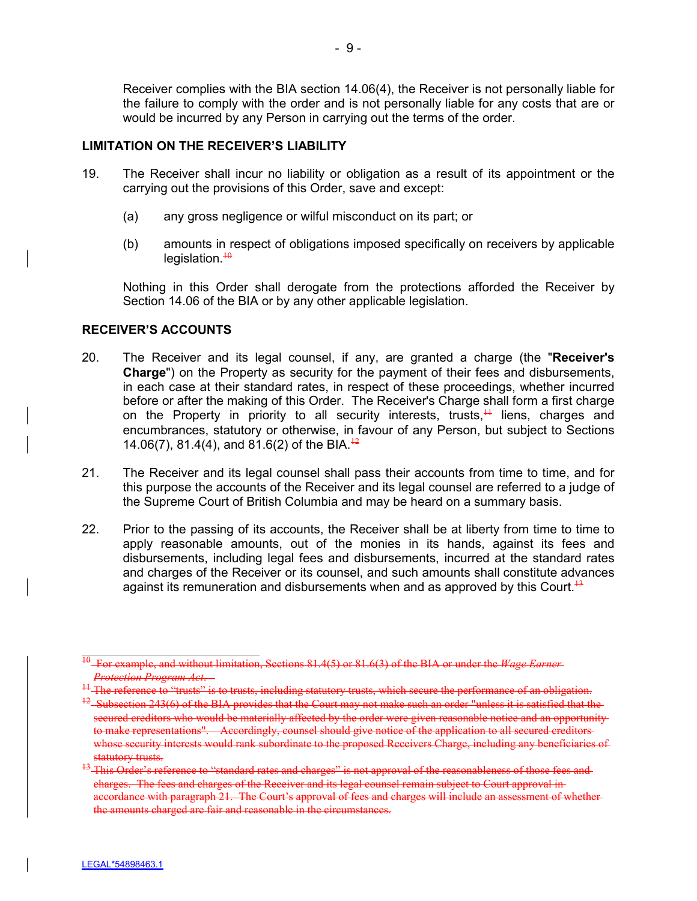Receiver complies with the BIA section 14.06(4), the Receiver is not personally liable for the failure to comply with the order and is not personally liable for any costs that are or would be incurred by any Person in carrying out the terms of the order.

## LIMITATION ON THE RECEIVER'S LIABILITY

19. The Receiver shall incur no liability or obligation as a result of its appointment or the carrying out the provisions of this Order, save and except:

    (a) any gross negligence or wilful misconduct on its part; or

    (b) amounts in respect of obligations imposed specifically on receivers by applicable legislation.[10]

    Nothing in this Order shall derogate from the protections afforded the Receiver by Section 14.06 of the BIA or by any other applicable legislation.

## RECEIVER'S ACCOUNTS

20. The Receiver and its legal counsel, if any, are granted a charge (the "**Receiver's Charge**") on the Property as security for the payment of their fees and disbursements, in each case at their standard rates, in respect of these proceedings, whether incurred before or after the making of this Order. The Receiver's Charge shall form a first charge on the Property in priority to all security interests, trusts,[11] liens, charges and encumbrances, statutory or otherwise, in favour of any Person, but subject to Sections 14.06(7), 81.4(4), and 81.6(2) of the BIA.[12]

21. The Receiver and its legal counsel shall pass their accounts from time to time, and for this purpose the accounts of the Receiver and its legal counsel are referred to a judge of the Supreme Court of British Columbia and may be heard on a summary basis.

22. Prior to the passing of its accounts, the Receiver shall be at liberty from time to time to apply reasonable amounts, out of the monies in its hands, against its fees and disbursements, including legal fees and disbursements, incurred at the standard rates and charges of the Receiver or its counsel, and such amounts shall constitute advances against its remuneration and disbursements when and as approved by this Court.[13]

---

~~[10] For example, and without limitation, Sections 81.4(5) or 81.6(3) of the BIA or under the *Wage Earner Protection Program Act*.~~

~~[11] The reference to "trusts" is to trusts, including statutory trusts, which secure the performance of an obligation.~~

~~[12] Subsection 243(6) of the BIA provides that the Court may not make such an order "unless it is satisfied that the secured creditors who would be materially affected by the order were given reasonable notice and an opportunity to make representations". Accordingly, counsel should give notice of the application to all secured creditors whose security interests would rank subordinate to the proposed Receivers Charge, including any beneficiaries of statutory trusts.~~

~~[13] This Order's reference to "standard rates and charges" is not approval of the reasonableness of those fees and charges. The fees and charges of the Receiver and its legal counsel remain subject to Court approval in accordance with paragraph 21. The Court's approval of fees and charges will include an assessment of whether the amounts charged are fair and reasonable in the circumstances.~~

LEGAL*54898463.1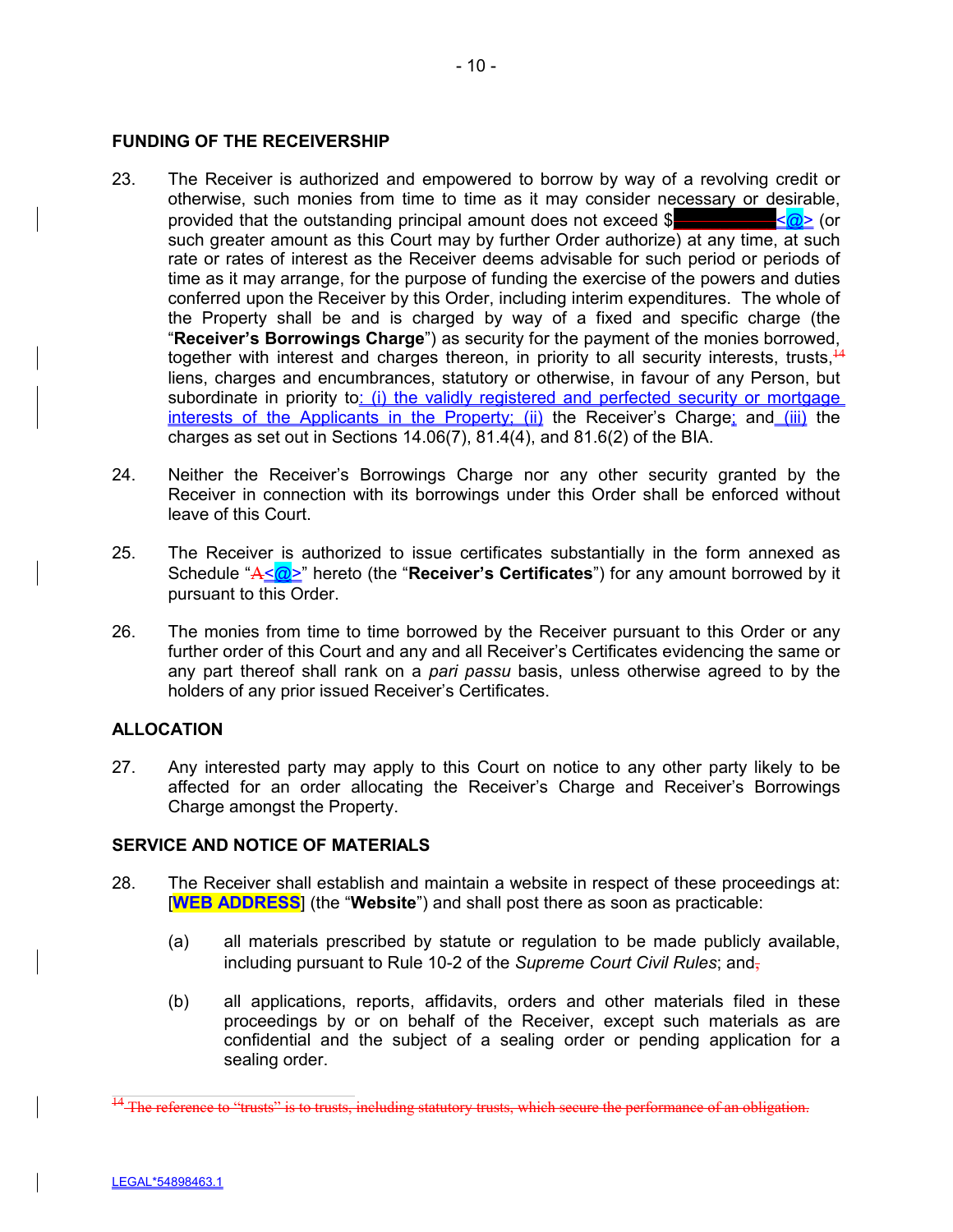## FUNDING OF THE RECEIVERSHIP

23. The Receiver is authorized and empowered to borrow by way of a revolving credit or otherwise, such monies from time to time as it may consider necessary or desirable, provided that the outstanding principal amount does not exceed $<@> (or such greater amount as this Court may by further Order authorize) at any time, at such rate or rates of interest as the Receiver deems advisable for such period or periods of time as it may arrange, for the purpose of funding the exercise of the powers and duties conferred upon the Receiver by this Order, including interim expenditures. The whole of the Property shall be and is charged by way of a fixed and specific charge (the "**Receiver's Borrowings Charge**") as security for the payment of the monies borrowed, together with interest and charges thereon, in priority to all security interests, trusts,[14] liens, charges and encumbrances, statutory or otherwise, in favour of any Person, but subordinate in priority to: (i) the validly registered and perfected security or mortgage interests of the Applicants in the Property; (ii) the Receiver's Charge; and (iii) the charges as set out in Sections 14.06(7), 81.4(4), and 81.6(2) of the BIA.

24. Neither the Receiver's Borrowings Charge nor any other security granted by the Receiver in connection with its borrowings under this Order shall be enforced without leave of this Court.

25. The Receiver is authorized to issue certificates substantially in the form annexed as Schedule "A<@>" hereto (the "**Receiver's Certificates**") for any amount borrowed by it pursuant to this Order.

26. The monies from time to time borrowed by the Receiver pursuant to this Order or any further order of this Court and any and all Receiver's Certificates evidencing the same or any part thereof shall rank on a *pari passu* basis, unless otherwise agreed to by the holders of any prior issued Receiver's Certificates.

## ALLOCATION

27. Any interested party may apply to this Court on notice to any other party likely to be affected for an order allocating the Receiver's Charge and Receiver's Borrowings Charge amongst the Property.

## SERVICE AND NOTICE OF MATERIALS

28. The Receiver shall establish and maintain a website in respect of these proceedings at: [**WEB ADDRESS**] (the "**Website**") and shall post there as soon as practicable:

    (a) all materials prescribed by statute or regulation to be made publicly available, including pursuant to Rule 10-2 of the *Supreme Court Civil Rules*; and,

    (b) all applications, reports, affidavits, orders and other materials filed in these proceedings by or on behalf of the Receiver, except such materials as are confidential and the subject of a sealing order or pending application for a sealing order.

[14] The reference to "trusts" is to trusts, including statutory trusts, which secure the performance of an obligation.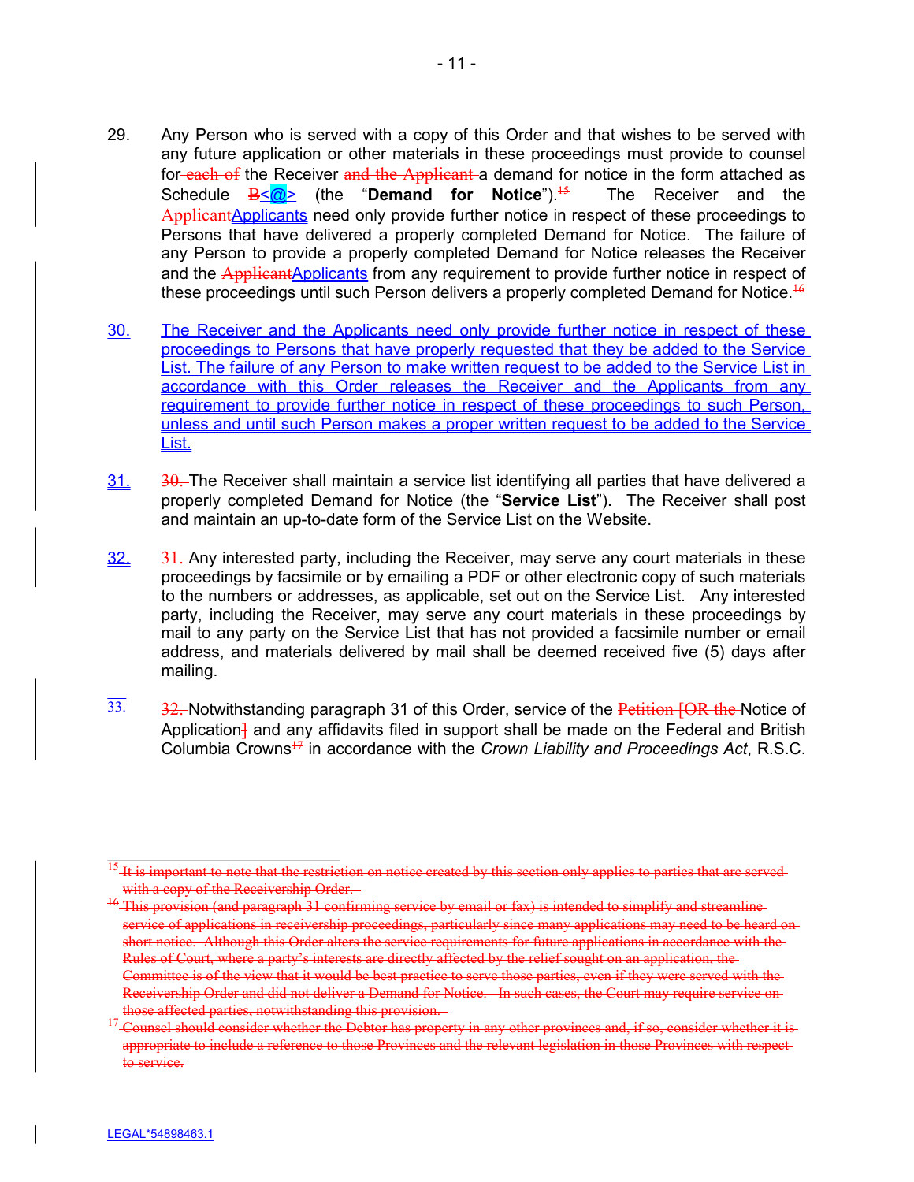29. Any Person who is served with a copy of this Order and that wishes to be served with any future application or other materials in these proceedings must provide to counsel for ~~each of~~ the Receiver ~~and the Applicant~~ a demand for notice in the form attached as Schedule ~~B~~<@> (the "**Demand for Notice**").~~[15]~~ The Receiver and the ~~Applicant~~Applicants need only provide further notice in respect of these proceedings to Persons that have delivered a properly completed Demand for Notice. The failure of any Person to provide a properly completed Demand for Notice releases the Receiver and the ~~Applicant~~Applicants from any requirement to provide further notice in respect of these proceedings until such Person delivers a properly completed Demand for Notice.~~[16]~~

30. The Receiver and the Applicants need only provide further notice in respect of these proceedings to Persons that have properly requested that they be added to the Service List. The failure of any Person to make written request to be added to the Service List in accordance with this Order releases the Receiver and the Applicants from any requirement to provide further notice in respect of these proceedings to such Person, unless and until such Person makes a proper written request to be added to the Service List.

31. ~~30.~~ The Receiver shall maintain a service list identifying all parties that have delivered a properly completed Demand for Notice (the "**Service List**"). The Receiver shall post and maintain an up-to-date form of the Service List on the Website.

32. ~~31.~~ Any interested party, including the Receiver, may serve any court materials in these proceedings by facsimile or by emailing a PDF or other electronic copy of such materials to the numbers or addresses, as applicable, set out on the Service List. Any interested party, including the Receiver, may serve any court materials in these proceedings by mail to any party on the Service List that has not provided a facsimile number or email address, and materials delivered by mail shall be deemed received five (5) days after mailing.

33. ~~32.~~ Notwithstanding paragraph 31 of this Order, service of the ~~Petition [OR the~~ Notice of Application~~]~~ and any affidavits filed in support shall be made on the Federal and British Columbia Crowns~~[17]~~ in accordance with the *Crown Liability and Proceedings Act*, R.S.C.

---

~~[15] It is important to note that the restriction on notice created by this section only applies to parties that are served with a copy of the Receivership Order.~~

~~[16] This provision (and paragraph 31 confirming service by email or fax) is intended to simplify and streamline service of applications in receivership proceedings, particularly since many applications may need to be heard on short notice. Although this Order alters the service requirements for future applications in accordance with the Rules of Court, where a party's interests are directly affected by the relief sought on an application, the Committee is of the view that it would be best practice to serve those parties, even if they were served with the Receivership Order and did not deliver a Demand for Notice. In such cases, the Court may require service on those affected parties, notwithstanding this provision.~~

~~[17] Counsel should consider whether the Debtor has property in any other provinces and, if so, consider whether it is appropriate to include a reference to those Provinces and the relevant legislation in those Provinces with respect to service.~~

LEGAL*54898463.1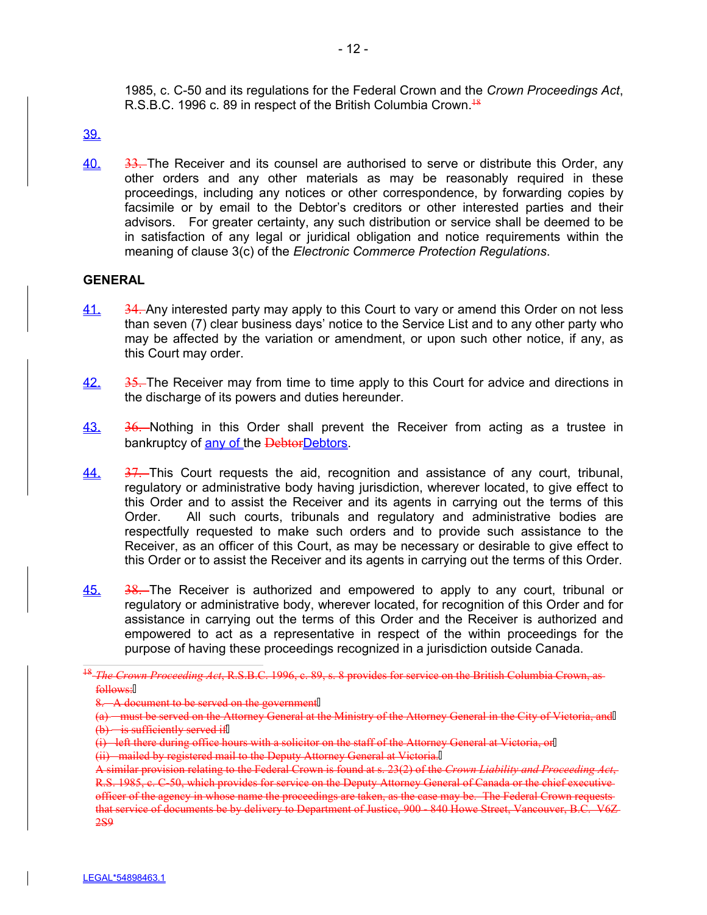1985, c. C-50 and its regulations for the Federal Crown and the *Crown Proceedings Act*, R.S.B.C. 1996 c. 89 in respect of the British Columbia Crown.~~[18]~~

39.

40. ~~33.~~ The Receiver and its counsel are authorised to serve or distribute this Order, any other orders and any other materials as may be reasonably required in these proceedings, including any notices or other correspondence, by forwarding copies by facsimile or by email to the Debtor's creditors or other interested parties and their advisors. For greater certainty, any such distribution or service shall be deemed to be in satisfaction of any legal or juridical obligation and notice requirements within the meaning of clause 3(c) of the *Electronic Commerce Protection Regulations*.

**GENERAL**

41. ~~34.~~ Any interested party may apply to this Court to vary or amend this Order on not less than seven (7) clear business days' notice to the Service List and to any other party who may be affected by the variation or amendment, or upon such other notice, if any, as this Court may order.

42. ~~35.~~ The Receiver may from time to time apply to this Court for advice and directions in the discharge of its powers and duties hereunder.

43. ~~36.~~ Nothing in this Order shall prevent the Receiver from acting as a trustee in bankruptcy of any of the ~~Debtor~~Debtors.

44. ~~37.~~ This Court requests the aid, recognition and assistance of any court, tribunal, regulatory or administrative body having jurisdiction, wherever located, to give effect to this Order and to assist the Receiver and its agents in carrying out the terms of this Order. All such courts, tribunals and regulatory and administrative bodies are respectfully requested to make such orders and to provide such assistance to the Receiver, as an officer of this Court, as may be necessary or desirable to give effect to this Order or to assist the Receiver and its agents in carrying out the terms of this Order.

45. ~~38.~~ The Receiver is authorized and empowered to apply to any court, tribunal or regulatory or administrative body, wherever located, for recognition of this Order and for assistance in carrying out the terms of this Order and the Receiver is authorized and empowered to act as a representative in respect of the within proceedings for the purpose of having these proceedings recognized in a jurisdiction outside Canada.

---

~~[18] *The Crown Proceeding Act*, R.S.B.C. 1996, c. 89, s. 8 provides for service on the British Columbia Crown, as follows:~~

~~8. A document to be served on the government~~

~~(a) must be served on the Attorney General at the Ministry of the Attorney General in the City of Victoria, and~~

~~(b) is sufficiently served if~~

~~(i) left there during office hours with a solicitor on the staff of the Attorney General at Victoria, or~~

~~(ii) mailed by registered mail to the Deputy Attorney General at Victoria.~~

~~A similar provision relating to the Federal Crown is found at s. 23(2) of the *Crown Liability and Proceeding Act*, R.S. 1985, c. C-50, which provides for service on the Deputy Attorney General of Canada or the chief executive officer of the agency in whose name the proceedings are taken, as the case may be. The Federal Crown requests that service of documents be by delivery to Department of Justice, 900 - 840 Howe Street, Vancouver, B.C. V6Z 2S9~~

LEGAL*54898463.1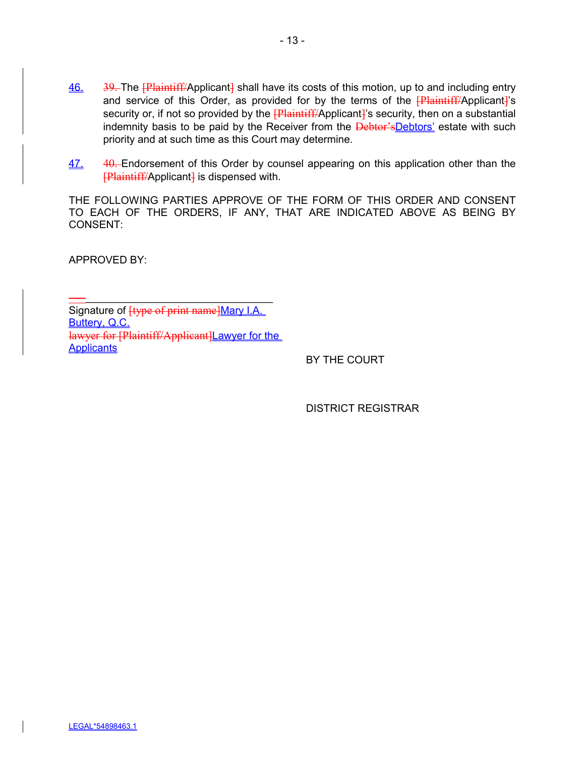46. ~~39.~~ The ~~[Plaintiff/~~Applicant~~]~~ shall have its costs of this motion, up to and including entry and service of this Order, as provided for by the terms of the ~~[Plaintiff/~~Applicant~~]~~'s security or, if not so provided by the ~~[Plaintiff/~~Applicant~~]~~'s security, then on a substantial indemnity basis to be paid by the Receiver from the ~~Debtor's~~Debtors' estate with such priority and at such time as this Court may determine.

47. ~~40.~~ Endorsement of this Order by counsel appearing on this application other than the ~~[Plaintiff/~~Applicant~~]~~ is dispensed with.

THE FOLLOWING PARTIES APPROVE OF THE FORM OF THIS ORDER AND CONSENT TO EACH OF THE ORDERS, IF ANY, THAT ARE INDICATED ABOVE AS BEING BY CONSENT:

APPROVED BY:

______________________________

Signature of ~~[type of print name]~~Mary I.A. Buttery, Q.C.
~~lawyer for [Plaintiff/Applicant]~~Lawyer for the Applicants

BY THE COURT

DISTRICT REGISTRAR

LEGAL*54898463.1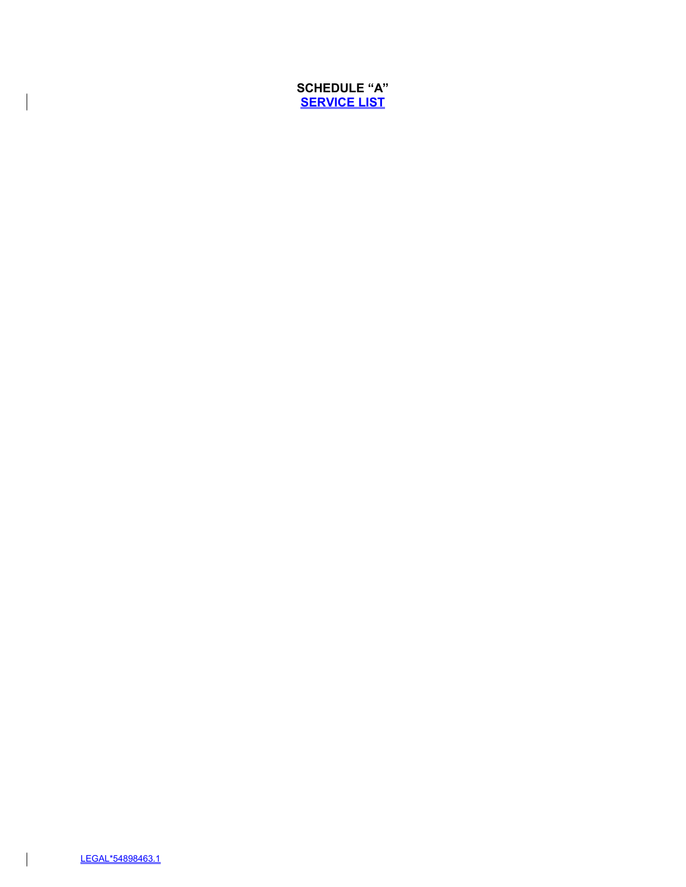**SCHEDULE “A”**

**SERVICE LIST**

LEGAL*54898463.1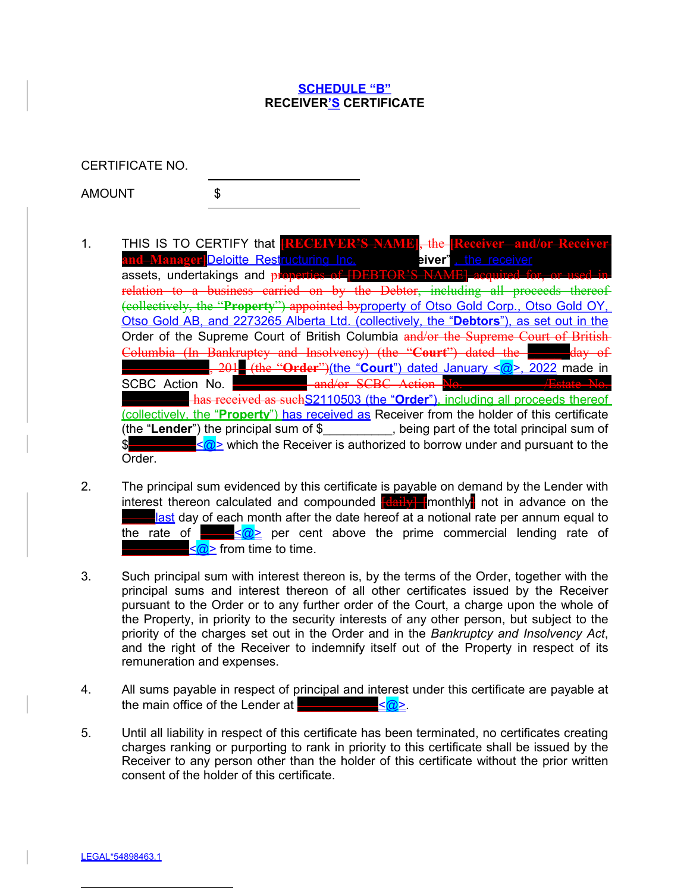**SCHEDULE "B"**

**RECEIVER'S CERTIFICATE**

CERTIFICATE NO. \_\_\_\_\_\_\_\_\_\_\_\_\_\_\_\_\_\_\_\_

AMOUNT $ \_\_\_\_\_\_\_\_\_\_\_\_\_\_\_\_\_\_\_\_

1. THIS IS TO CERTIFY that ~~[RECEIVER'S NAME], the [Receiver and/or Receiver and Manager]~~Deloitte Restructuring Inc. eiver", the receiver assets, undertakings and ~~properties of [DEBTOR'S NAME] acquired for, or used in relation to a business carried on by the Debtor, including all proceeds thereof (collectively, the "**Property**") appointed by~~property of Otso Gold Corp., Otso Gold OY, Otso Gold AB, and 2273265 Alberta Ltd. (collectively, the "**Debtors**"), as set out in the Order of the Supreme Court of British Columbia ~~and/or the Supreme Court of British Columbia (In Bankruptcy and Insolvency) (the "**Court**") dated the \_\_\_ day of \_\_\_\_\_\_, 201\_ (the "**Order**")~~(the "**Court**") dated January <@>, 2022 made in SCBC Action No. ~~\_\_\_\_\_\_ and/or SCBC Action No. \_\_\_\_\_\_ /Estate No. \_\_\_\_\_\_ has received as such~~S2110503 (the "**Order**"), including all proceeds thereof (collectively, the "**Property**") has received as Receiver from the holder of this certificate (the "**Lender**") the principal sum of $\_\_\_\_\_\_\_\_\_\_, being part of the total principal sum of $~~\_\_\_\_\_\_\_\_~~<@> which the Receiver is authorized to borrow under and pursuant to the Order.

2. The principal sum evidenced by this certificate is payable on demand by the Lender with interest thereon calculated and compounded ~~[daily] [~~monthly~~]~~ not in advance on the ~~\_\_\_\_~~last day of each month after the date hereof at a notional rate per annum equal to the rate of ~~\_\_\_\_~~<@> per cent above the prime commercial lending rate of ~~\_\_\_\_\_\_~~<@> from time to time.

3. Such principal sum with interest thereon is, by the terms of the Order, together with the principal sums and interest thereon of all other certificates issued by the Receiver pursuant to the Order or to any further order of the Court, a charge upon the whole of the Property, in priority to the security interests of any other person, but subject to the priority of the charges set out in the Order and in the *Bankruptcy and Insolvency Act*, and the right of the Receiver to indemnify itself out of the Property in respect of its remuneration and expenses.

4. All sums payable in respect of principal and interest under this certificate are payable at the main office of the Lender at ~~\_\_\_\_\_\_\_\_~~<@>.

5. Until all liability in respect of this certificate has been terminated, no certificates creating charges ranking or purporting to rank in priority to this certificate shall be issued by the Receiver to any person other than the holder of this certificate without the prior written consent of the holder of this certificate.

LEGAL*54898463.1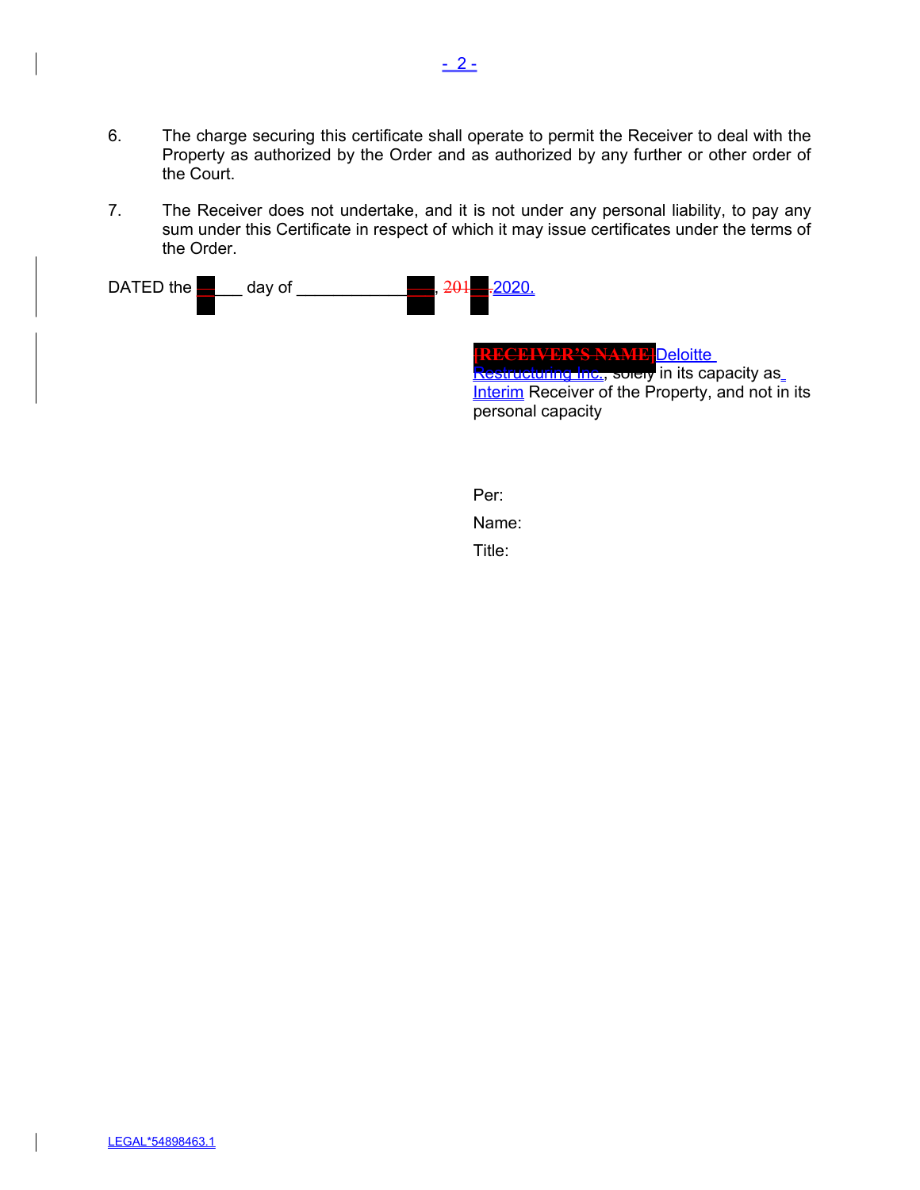6. The charge securing this certificate shall operate to permit the Receiver to deal with the Property as authorized by the Order and as authorized by any further or other order of the Court.

7. The Receiver does not undertake, and it is not under any personal liability, to pay any sum under this Certificate in respect of which it may issue certificates under the terms of the Order.

DATED the ______ day of ______________, ~~201~~ 2020.

~~[RECEIVER'S NAME]~~ Deloitte Restructuring Inc., solely in its capacity as Interim Receiver of the Property, and not in its personal capacity

Per:

Name:

Title:

LEGAL*54898463.1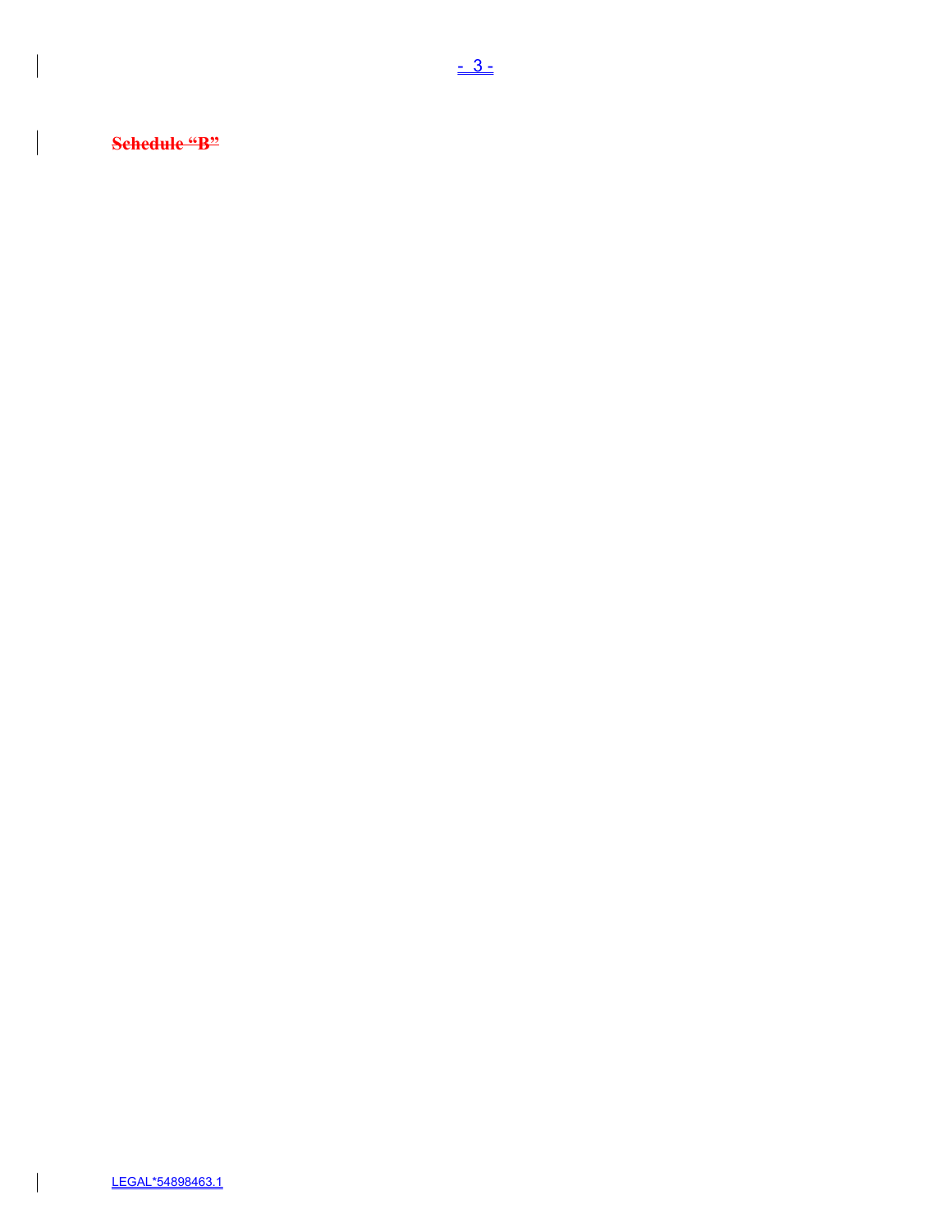**~~Schedule "B"~~**

LEGAL*54898463.1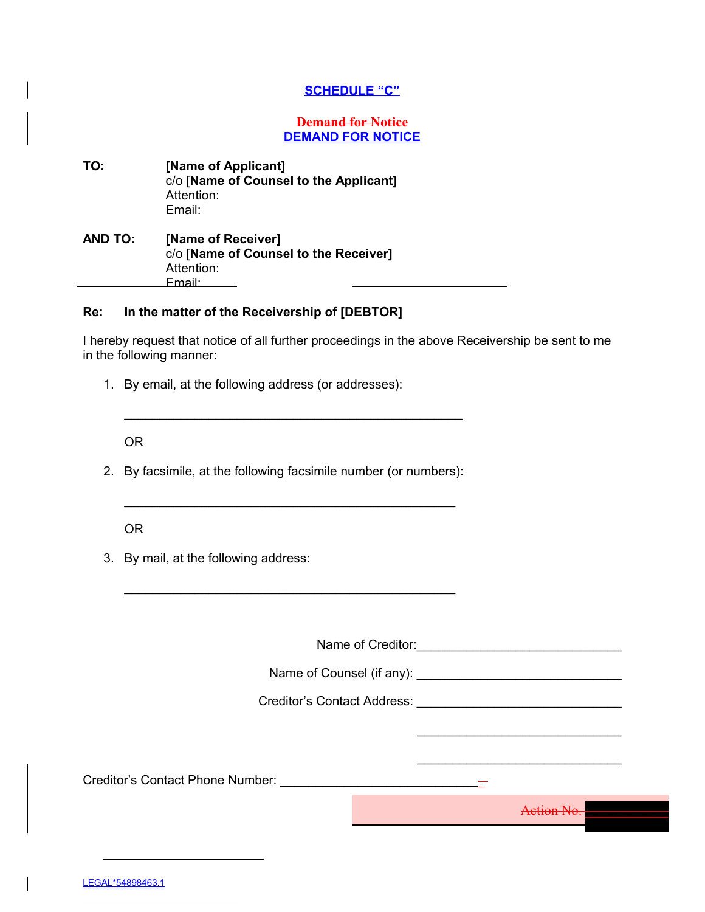# SCHEDULE "C"

## ~~Demand for Notice~~
## DEMAND FOR NOTICE

**TO:** **[Name of Applicant]**
c/o [**Name of Counsel to the Applicant]**
Attention:
Email:

**AND TO:** **[Name of Receiver]**
c/o [**Name of Counsel to the Receiver]**
Attention:
Email:

**Re: In the matter of the Receivership of [DEBTOR]**

I hereby request that notice of all further proceedings in the above Receivership be sent to me in the following manner:

1. By email, at the following address (or addresses):

   ______________________________________________

   OR

2. By facsimile, at the following facsimile number (or numbers):

   ______________________________________________

   OR

3. By mail, at the following address:

   ______________________________________________

Name of Creditor: ______________________________

Name of Counsel (if any): ______________________________

Creditor's Contact Address: ______________________________

______________________________

______________________________

Creditor's Contact Phone Number: ______________________________

~~Action No.~~

LEGAL*54898463.1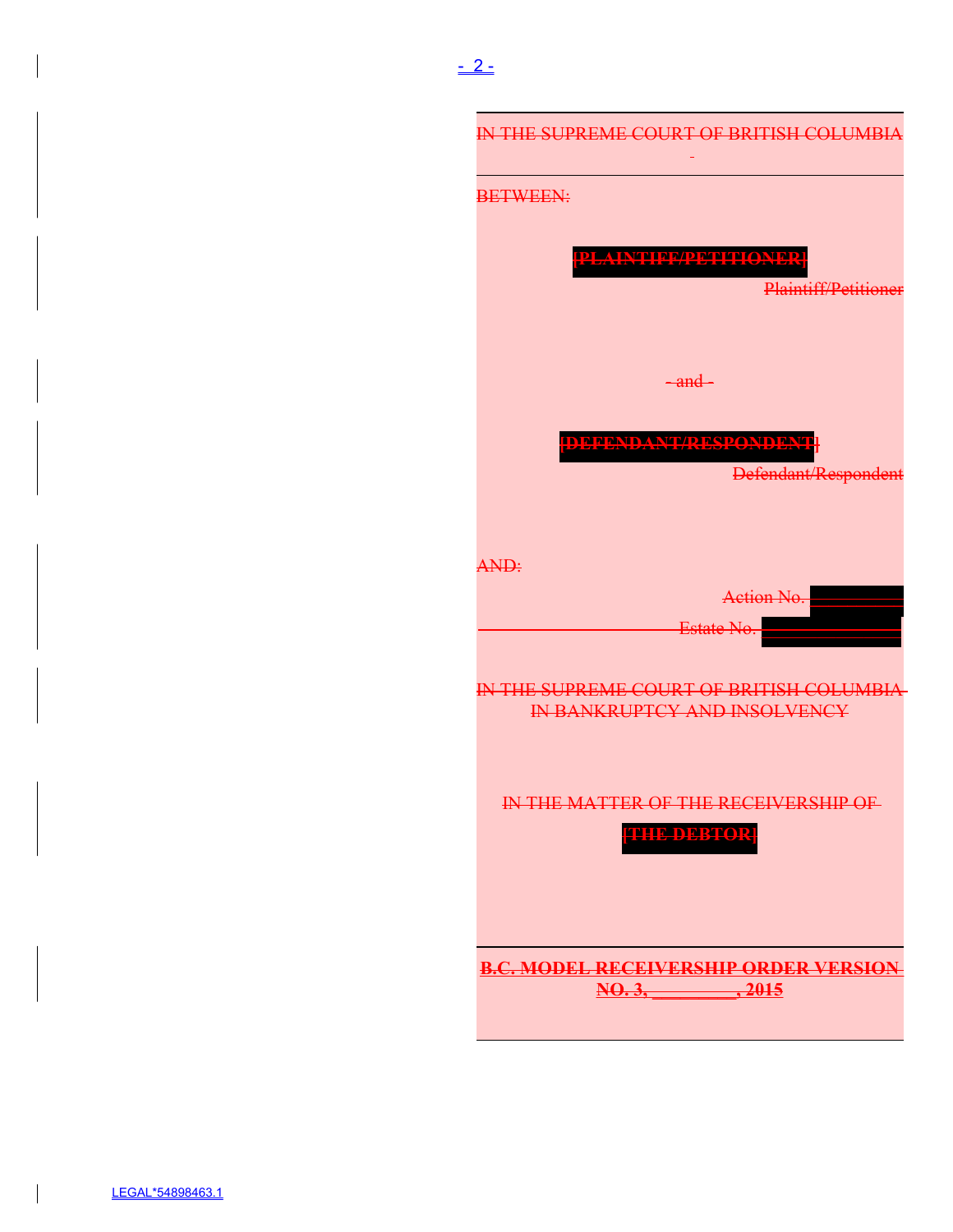IN THE SUPREME COURT OF BRITISH COLUMBIA

BETWEEN:

[PLAINTIFF/PETITIONER]

Plaintiff/Petitioner

- and -

[DEFENDANT/RESPONDENT]

Defendant/Respondent

AND:

Action No.

Estate No.

IN THE SUPREME COURT OF BRITISH COLUMBIA IN BANKRUPTCY AND INSOLVENCY

IN THE MATTER OF THE RECEIVERSHIP OF

[THE DEBTOR]

**B.C. MODEL RECEIVERSHIP ORDER VERSION NO. 3, _________, 2015**

LEGAL*54898463.1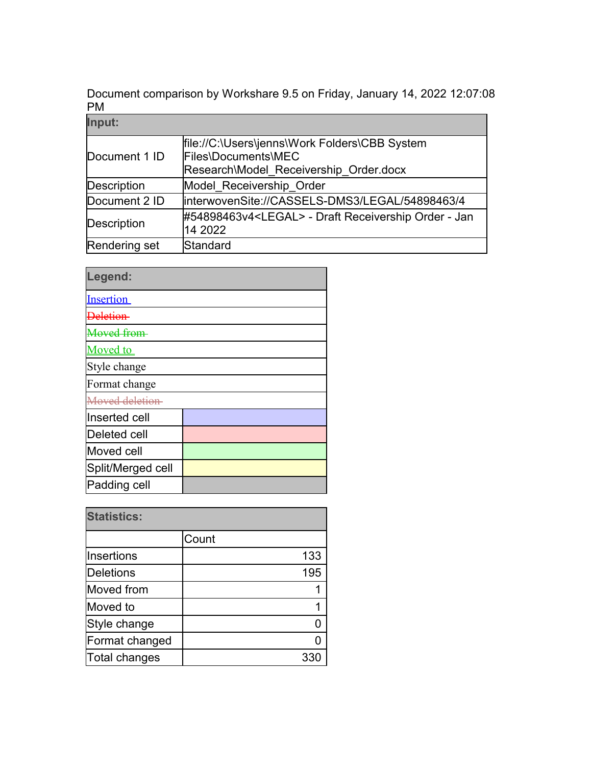Document comparison by Workshare 9.5 on Friday, January 14, 2022 12:07:08 PM

| Input: | |
|---|---|
| Document 1 ID | file://C:\Users\jenns\Work Folders\CBB System Files\Documents\MEC Research\Model_Receivership_Order.docx |
| Description | Model_Receivership_Order |
| Document 2 ID | interwovenSite://CASSELS-DMS3/LEGAL/54898463/4 |
| Description | #54898463v4<LEGAL> - Draft Receivership Order - Jan 14 2022 |
| Rendering set | Standard |

| Legend: | |
|---|---|
| Insertion | |
| ~~Deletion~~ | |
| ~~Moved from~~ | |
| Moved to | |
| Style change | |
| Format change | |
| ~~Moved deletion~~ | |
| Inserted cell | |
| Deleted cell | |
| Moved cell | |
| Split/Merged cell | |
| Padding cell | |

| Statistics: | |
|---|---|
| | Count |
| Insertions | 133 |
| Deletions | 195 |
| Moved from | 1 |
| Moved to | 1 |
| Style change | 0 |
| Format changed | 0 |
| Total changes | 330 |